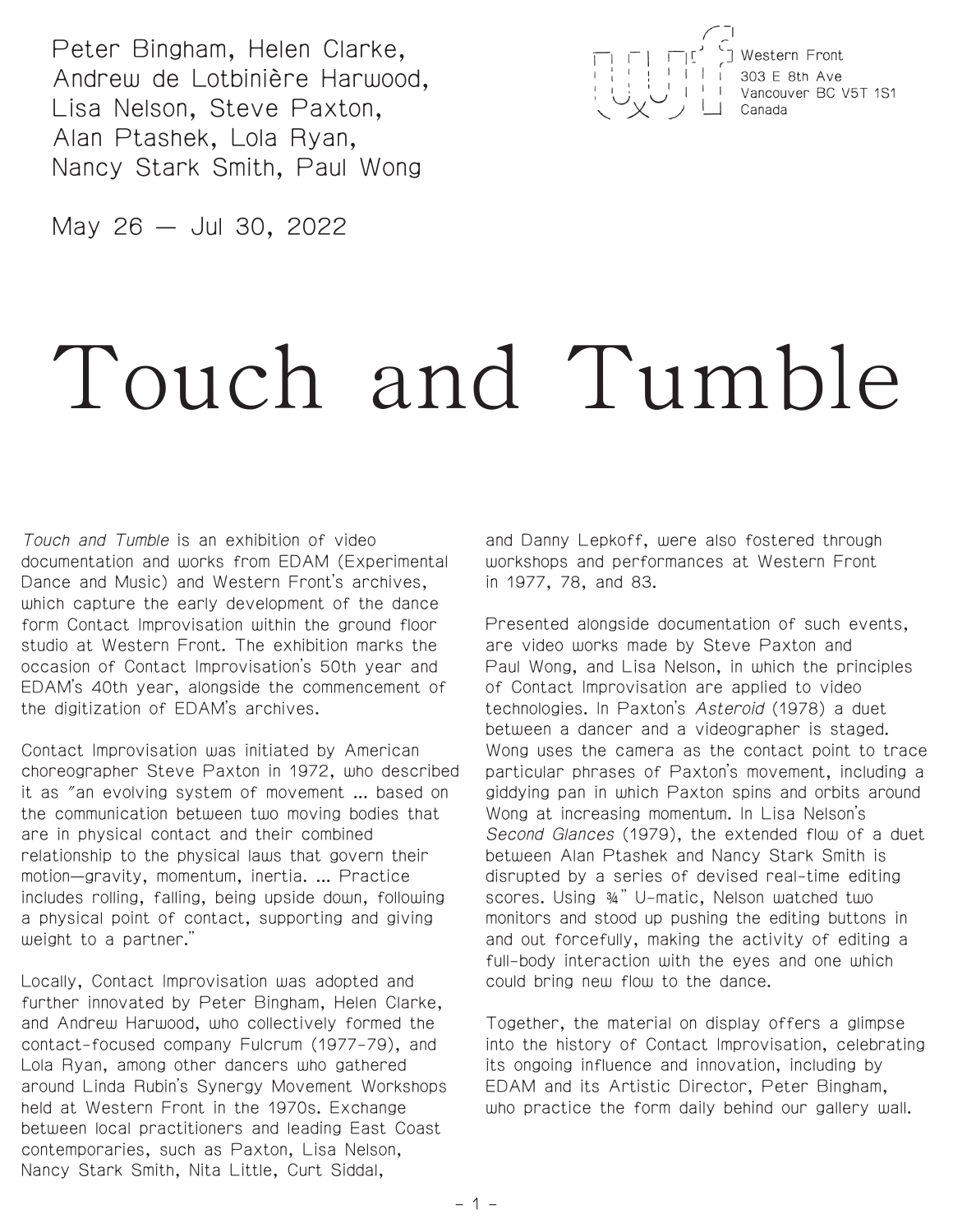Peter Bingham, Helen Clarke, Andrew de Lotbinière Harwood, Lisa Nelson, Steve Paxton, Alan Ptashek, Lola Ryan, Nancy Stark Smith, Paul Wong

May 26 — Jul 30, 2022

Western Front
303 E 8th Ave
Vancouver BC V5T 1S1
Canada

# Touch and Tumble

*Touch and Tumble* is an exhibition of video documentation and works from EDAM (Experimental Dance and Music) and Western Front's archives, which capture the early development of the dance form Contact Improvisation within the ground floor studio at Western Front. The exhibition marks the occasion of Contact Improvisation's 50th year and EDAM's 40th year, alongside the commencement of the digitization of EDAM's archives.

Contact Improvisation was initiated by American choreographer Steve Paxton in 1972, who described it as "an evolving system of movement … based on the communication between two moving bodies that are in physical contact and their combined relationship to the physical laws that govern their motion—gravity, momentum, inertia. … Practice includes rolling, falling, being upside down, following a physical point of contact, supporting and giving weight to a partner."

Locally, Contact Improvisation was adopted and further innovated by Peter Bingham, Helen Clarke, and Andrew Harwood, who collectively formed the contact-focused company Fulcrum (1977-79), and Lola Ryan, among other dancers who gathered around Linda Rubin's Synergy Movement Workshops held at Western Front in the 1970s. Exchange between local practitioners and leading East Coast contemporaries, such as Paxton, Lisa Nelson, Nancy Stark Smith, Nita Little, Curt Siddal, and Danny Lepkoff, were also fostered through workshops and performances at Western Front in 1977, 78, and 83.

Presented alongside documentation of such events, are video works made by Steve Paxton and Paul Wong, and Lisa Nelson, in which the principles of Contact Improvisation are applied to video technologies. In Paxton's *Asteroid* (1978) a duet between a dancer and a videographer is staged. Wong uses the camera as the contact point to trace particular phrases of Paxton's movement, including a giddying pan in which Paxton spins and orbits around Wong at increasing momentum. In Lisa Nelson's *Second Glances* (1979), the extended flow of a duet between Alan Ptashek and Nancy Stark Smith is disrupted by a series of devised real-time editing scores. Using ¾" U-matic, Nelson watched two monitors and stood up pushing the editing buttons in and out forcefully, making the activity of editing a full-body interaction with the eyes and one which could bring new flow to the dance.

Together, the material on display offers a glimpse into the history of Contact Improvisation, celebrating its ongoing influence and innovation, including by EDAM and its Artistic Director, Peter Bingham, who practice the form daily behind our gallery wall.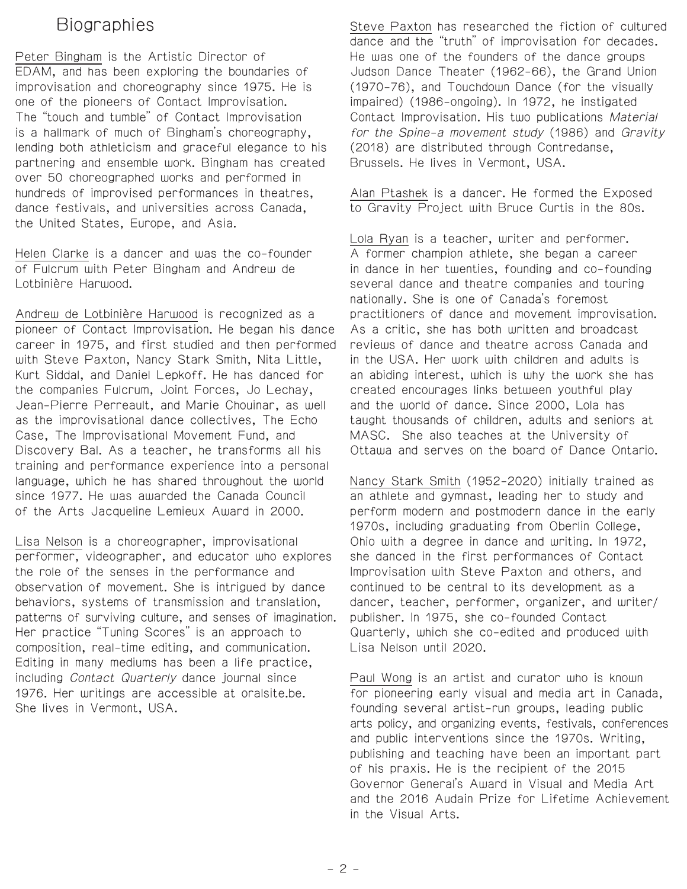# Biographies

Peter Bingham is the Artistic Director of EDAM, and has been exploring the boundaries of improvisation and choreography since 1975. He is one of the pioneers of Contact Improvisation. The "touch and tumble" of Contact Improvisation is a hallmark of much of Bingham's choreography, lending both athleticism and graceful elegance to his partnering and ensemble work. Bingham has created over 50 choreographed works and performed in hundreds of improvised performances in theatres, dance festivals, and universities across Canada, the United States, Europe, and Asia.

Helen Clarke is a dancer and was the co-founder of Fulcrum with Peter Bingham and Andrew de Lotbinière Harwood.

Andrew de Lotbinière Harwood is recognized as a pioneer of Contact Improvisation. He began his dance career in 1975, and first studied and then performed with Steve Paxton, Nancy Stark Smith, Nita Little, Kurt Siddal, and Daniel Lepkoff. He has danced for the companies Fulcrum, Joint Forces, Jo Lechay, Jean-Pierre Perreault, and Marie Chouinar, as well as the improvisational dance collectives, The Echo Case, The Improvisational Movement Fund, and Discovery Bal. As a teacher, he transforms all his training and performance experience into a personal language, which he has shared throughout the world since 1977. He was awarded the Canada Council of the Arts Jacqueline Lemieux Award in 2000.

Lisa Nelson is a choreographer, improvisational performer, videographer, and educator who explores the role of the senses in the performance and observation of movement. She is intrigued by dance behaviors, systems of transmission and translation, patterns of surviving culture, and senses of imagination. Her practice "Tuning Scores" is an approach to composition, real-time editing, and communication. Editing in many mediums has been a life practice, including *Contact Quarterly* dance journal since 1976. Her writings are accessible at oralsite.be. She lives in Vermont, USA.

Steve Paxton has researched the fiction of cultured dance and the "truth" of improvisation for decades. He was one of the founders of the dance groups Judson Dance Theater (1962-66), the Grand Union (1970-76), and Touchdown Dance (for the visually impaired) (1986-ongoing). In 1972, he instigated Contact Improvisation. His two publications *Material for the Spine-a movement study* (1986) and *Gravity* (2018) are distributed through Contredanse, Brussels. He lives in Vermont, USA.

Alan Ptashek is a dancer. He formed the Exposed to Gravity Project with Bruce Curtis in the 80s.

Lola Ryan is a teacher, writer and performer. A former champion athlete, she began a career in dance in her twenties, founding and co-founding several dance and theatre companies and touring nationally. She is one of Canada's foremost practitioners of dance and movement improvisation. As a critic, she has both written and broadcast reviews of dance and theatre across Canada and in the USA. Her work with children and adults is an abiding interest, which is why the work she has created encourages links between youthful play and the world of dance. Since 2000, Lola has taught thousands of children, adults and seniors at MASC. She also teaches at the University of Ottawa and serves on the board of Dance Ontario.

Nancy Stark Smith (1952-2020) initially trained as an athlete and gymnast, leading her to study and perform modern and postmodern dance in the early 1970s, including graduating from Oberlin College, Ohio with a degree in dance and writing. In 1972, she danced in the first performances of Contact Improvisation with Steve Paxton and others, and continued to be central to its development as a dancer, teacher, performer, organizer, and writer/publisher. In 1975, she co-founded Contact Quarterly, which she co-edited and produced with Lisa Nelson until 2020.

Paul Wong is an artist and curator who is known for pioneering early visual and media art in Canada, founding several artist-run groups, leading public arts policy, and organizing events, festivals, conferences and public interventions since the 1970s. Writing, publishing and teaching have been an important part of his praxis. He is the recipient of the 2015 Governor General's Award in Visual and Media Art and the 2016 Audain Prize for Lifetime Achievement in the Visual Arts.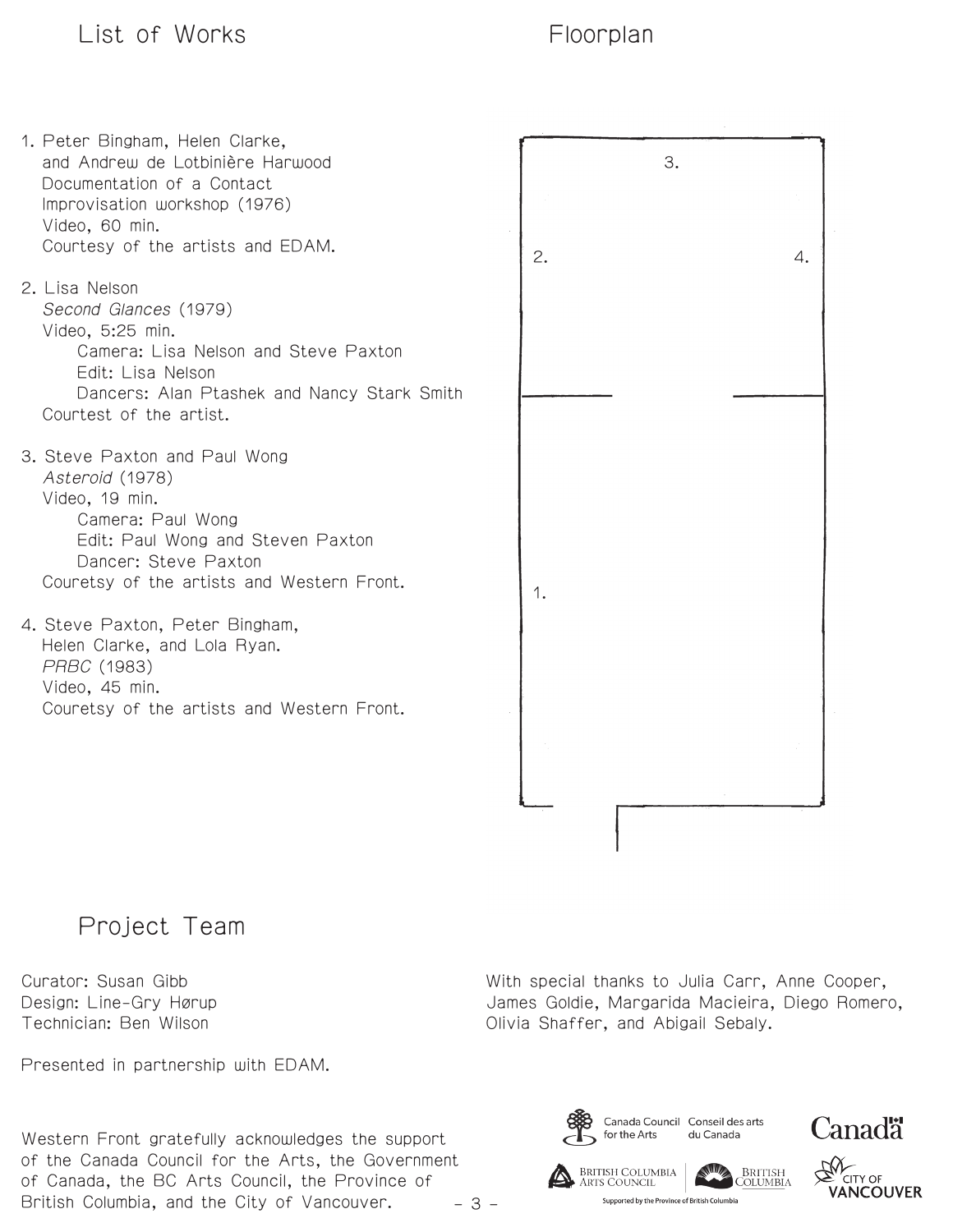## List of Works

1. Peter Bingham, Helen Clarke, and Andrew de Lotbinière Harwood
   Documentation of a Contact Improvisation workshop (1976)
   Video, 60 min.
   Courtesy of the artists and EDAM.

2. Lisa Nelson
   *Second Glances* (1979)
   Video, 5:25 min.
   Camera: Lisa Nelson and Steve Paxton
   Edit: Lisa Nelson
   Dancers: Alan Ptashek and Nancy Stark Smith
   Courtest of the artist.

3. Steve Paxton and Paul Wong
   *Asteroid* (1978)
   Video, 19 min.
   Camera: Paul Wong
   Edit: Paul Wong and Steven Paxton
   Dancer: Steve Paxton
   Couretsy of the artists and Western Front.

4. Steve Paxton, Peter Bingham, Helen Clarke, and Lola Ryan.
   *PRBC* (1983)
   Video, 45 min.
   Couretsy of the artists and Western Front.

## Floorplan

3.

2.

4.

1.

## Project Team

Curator: Susan Gibb
Design: Line-Gry Hørup
Technician: Ben Wilson

Presented in partnership with EDAM.

With special thanks to Julia Carr, Anne Cooper, James Goldie, Margarida Macieira, Diego Romero, Olivia Shaffer, and Abigail Sebaly.

Western Front gratefully acknowledges the support of the Canada Council for the Arts, the Government of Canada, the BC Arts Council, the Province of British Columbia, and the City of Vancouver.

Canada Council for the Arts | Conseil des arts du Canada

Canada

British Columbia Arts Council | British Columbia

Supported by the Province of British Columbia

City of Vancouver